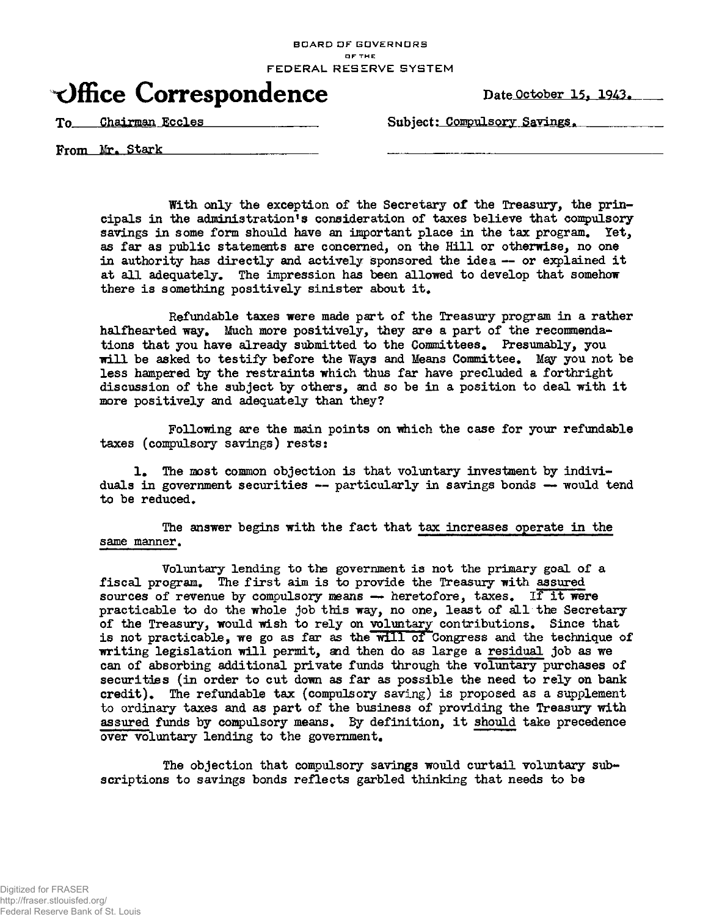BOARD OF GOVERNORS
OF THE
FEDERAL RESERVE SYSTEM

# Office Correspondence

Date October 15, 1943.

To Chairman Eccles

Subject: Compulsory Savings.

From Mr. Stark

With only the exception of the Secretary of the Treasury, the principals in the administration's consideration of taxes believe that compulsory savings in some form should have an important place in the tax program. Yet, as far as public statements are concerned, on the Hill or otherwise, no one in authority has directly and actively sponsored the idea -- or explained it at all adequately. The impression has been allowed to develop that somehow there is something positively sinister about it.

Refundable taxes were made part of the Treasury program in a rather halfhearted way. Much more positively, they are a part of the recommendations that you have already submitted to the Committees. Presumably, you will be asked to testify before the Ways and Means Committee. May you not be less hampered by the restraints which thus far have precluded a forthright discussion of the subject by others, and so be in a position to deal with it more positively and adequately than they?

Following are the main points on which the case for your refundable taxes (compulsory savings) rests:

1. The most common objection is that voluntary investment by individuals in government securities -- particularly in savings bonds -- would tend to be reduced.

The answer begins with the fact that <u>tax increases operate in the same manner</u>.

Voluntary lending to the government is not the primary goal of a fiscal program. The first aim is to provide the Treasury with <u>assured</u> sources of revenue by compulsory means -- heretofore, taxes. <u>If it were</u> practicable to do the whole job this way, no one, least of all the Secretary of the Treasury, would wish to rely on <u>voluntary</u> contributions. Since that is not practicable, we go as far as the <u>will of</u> Congress and the technique of writing legislation will permit, and then do as large a <u>residual</u> job as we can of absorbing additional private funds through the <u>voluntary</u> purchases of securities (in order to cut down as far as possible the need to rely on bank credit). The refundable tax (compulsory saving) is proposed as a supplement to ordinary taxes and as part of the business of providing the Treasury with <u>assured</u> funds by compulsory means. By definition, it <u>should</u> take precedence <u>over voluntary</u> lending to the government.

The objection that compulsory savings would curtail voluntary subscriptions to savings bonds reflects garbled thinking that needs to be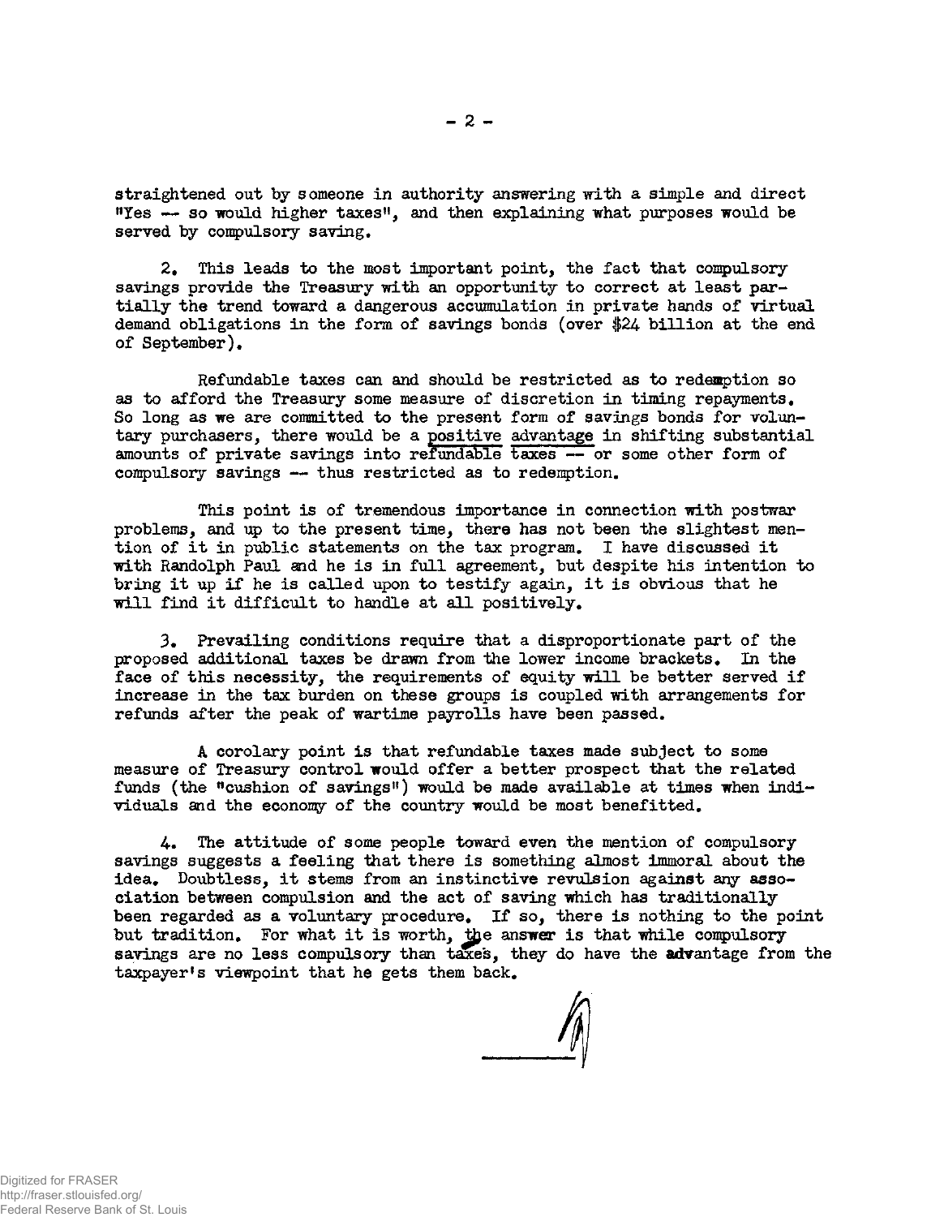straightened out by someone in authority answering with a simple and direct "Yes -- so would higher taxes", and then explaining what purposes would be served by compulsory saving.

2. This leads to the most important point, the fact that compulsory savings provide the Treasury with an opportunity to correct at least partially the trend toward a dangerous accumulation in private hands of virtual demand obligations in the form of savings bonds (over $24 billion at the end of September).

Refundable taxes can and should be restricted as to redemption so as to afford the Treasury some measure of discretion in timing repayments. So long as we are committed to the present form of savings bonds for voluntary purchasers, there would be a positive advantage in shifting substantial amounts of private savings into refundable taxes -- or some other form of compulsory savings -- thus restricted as to redemption.

This point is of tremendous importance in connection with postwar problems, and up to the present time, there has not been the slightest mention of it in public statements on the tax program. I have discussed it with Randolph Paul and he is in full agreement, but despite his intention to bring it up if he is called upon to testify again, it is obvious that he will find it difficult to handle at all positively.

3. Prevailing conditions require that a disproportionate part of the proposed additional taxes be drawn from the lower income brackets. In the face of this necessity, the requirements of equity will be better served if increase in the tax burden on these groups is coupled with arrangements for refunds after the peak of wartime payrolls have been passed.

A corolary point is that refundable taxes made subject to some measure of Treasury control would offer a better prospect that the related funds (the "cushion of savings") would be made available at times when individuals and the economy of the country would be most benefitted.

4. The attitude of some people toward even the mention of compulsory savings suggests a feeling that there is something almost immoral about the idea. Doubtless, it stems from an instinctive revulsion against any association between compulsion and the act of saving which has traditionally been regarded as a voluntary procedure. If so, there is nothing to the point but tradition. For what it is worth, the answer is that while compulsory savings are no less compulsory than taxes, they do have the advantage from the taxpayer's viewpoint that he gets them back.